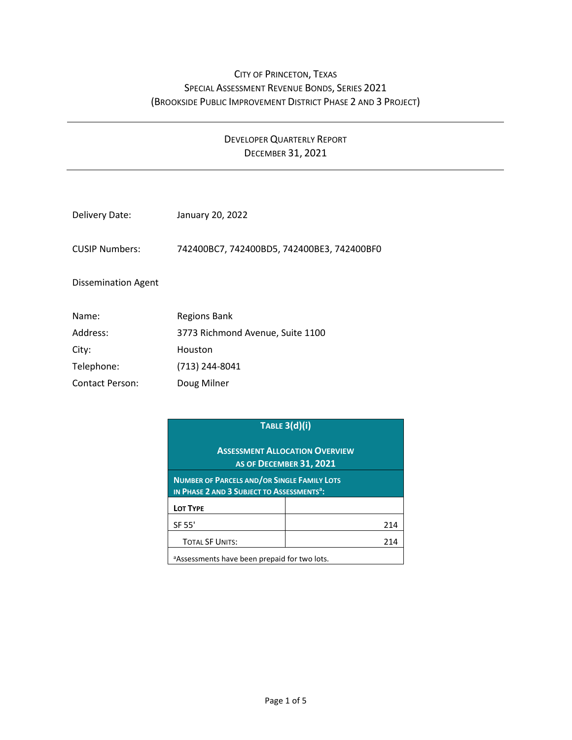# City of Princeton, Texas
## Special Assessment Revenue Bonds, Series 2021
## (Brookside Public Improvement District Phase 2 and 3 Project)

---

## Developer Quarterly Report
## December 31, 2021

---

Delivery Date: January 20, 2022

CUSIP Numbers: 742400BC7, 742400BD5, 742400BE3, 742400BF0

Dissemination Agent

Name: Regions Bank
Address: 3773 Richmond Avenue, Suite 1100
City: Houston
Telephone: (713) 244-8041
Contact Person: Doug Milner

| **Table 3(d)(i)**<br><br>**Assessment Allocation Overview as of December 31, 2021** | |
|---|---|
| **Number of Parcels and/or Single Family Lots in Phase 2 and 3 Subject to Assessments[a]:** | |
| **Lot Type** | |
| SF 55' | 214 |
| Total SF Units: | 214 |
| [a]Assessments have been prepaid for two lots. | |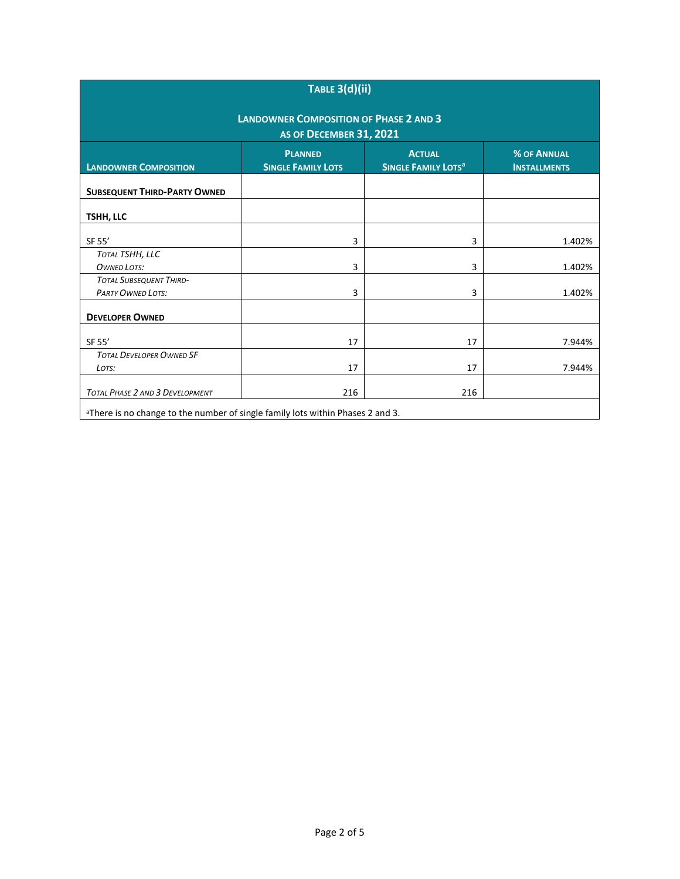| **Table 3(d)(ii)** | | | |
|---|---|---|---|
| **Landowner Composition of Phase 2 and 3 as of December 31, 2021** | | | |
| **Landowner Composition** | **Planned Single Family Lots** | **Actual Single Family Lots[a]** | **% of Annual Installments** |
| **Subsequent Third-Party Owned** | | | |
| **TSHH, LLC** | | | |
| SF 55’ | 3 | 3 | 1.402% |
| *Total TSHH, LLC Owned Lots:* | 3 | 3 | 1.402% |
| *Total Subsequent Third-Party Owned Lots:* | 3 | 3 | 1.402% |
| **Developer Owned** | | | |
| SF 55’ | 17 | 17 | 7.944% |
| *Total Developer Owned SF Lots:* | 17 | 17 | 7.944% |
| *Total Phase 2 and 3 Development* | 216 | 216 | |

[a]There is no change to the number of single family lots within Phases 2 and 3.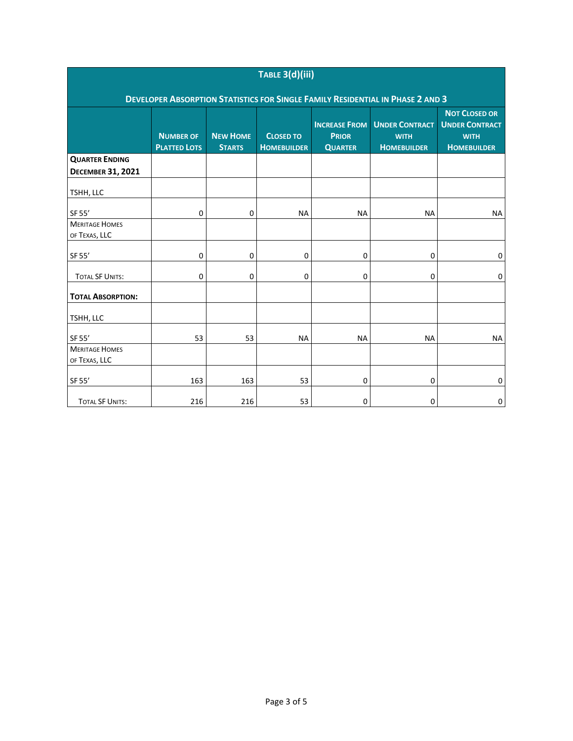| Table 3(d)(iii) | | | | | | |
|---|---|---|---|---|---|---|
| **Developer Absorption Statistics for Single Family Residential in Phase 2 and 3** | | | | | | |
| | **Number of Platted Lots** | **New Home Starts** | **Closed to Homebuilder** | **Increase From Prior Quarter** | **Under Contract with Homebuilder** | **Not Closed or Under Contract with Homebuilder** |
| **Quarter Ending December 31, 2021** | | | | | | |
| TSHH, LLC | | | | | | |
| SF 55' | 0 | 0 | NA | NA | NA | NA |
| Meritage Homes of Texas, LLC | | | | | | |
| SF 55' | 0 | 0 | 0 | 0 | 0 | 0 |
| Total SF Units: | 0 | 0 | 0 | 0 | 0 | 0 |
| **Total Absorption:** | | | | | | |
| TSHH, LLC | | | | | | |
| SF 55' | 53 | 53 | NA | NA | NA | NA |
| Meritage Homes of Texas, LLC | | | | | | |
| SF 55' | 163 | 163 | 53 | 0 | 0 | 0 |
| Total SF Units: | 216 | 216 | 53 | 0 | 0 | 0 |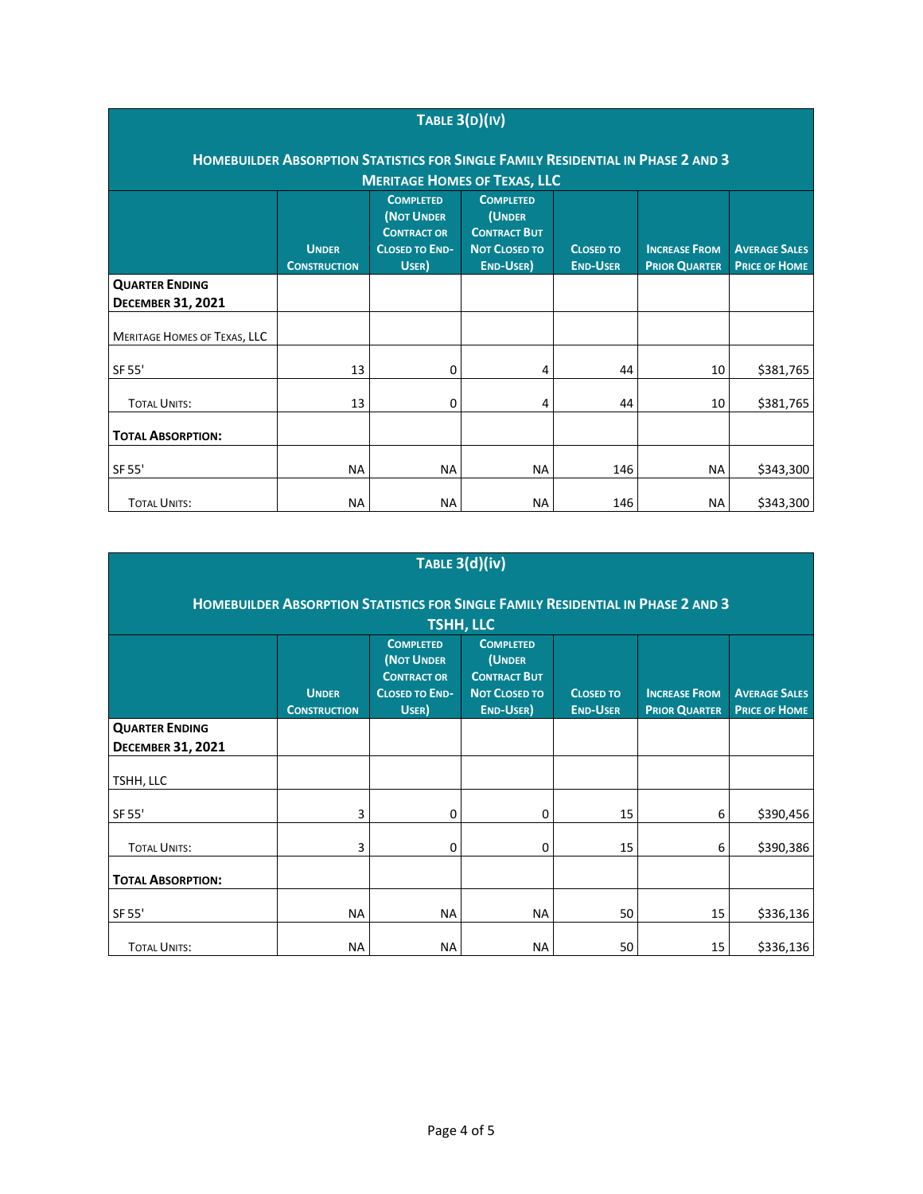| **Table 3(d)(iv)** | | | | | | |
|---|---|---|---|---|---|---|
| **Homebuilder Absorption Statistics for Single Family Residential in Phase 2 and 3** | | | | | | |
| **Meritage Homes of Texas, LLC** | | | | | | |
| | **Under Construction** | **Completed (Not Under Contract or Closed to End-User)** | **Completed (Under Contract But Not Closed to End-User)** | **Closed to End-User** | **Increase From Prior Quarter** | **Average Sales Price of Home** |
| **Quarter Ending December 31, 2021** | | | | | | |
| Meritage Homes of Texas, LLC | | | | | | |
| SF 55' | 13 | 0 | 4 | 44 | 10 | $381,765 |
| Total Units: | 13 | 0 | 4 | 44 | 10 | $381,765 |
| **Total Absorption:** | | | | | | |
| SF 55' | NA | NA | NA | 146 | NA | $343,300 |
| Total Units: | NA | NA | NA | 146 | NA | $343,300 |

| **Table 3(d)(iv)** | | | | | | |
|---|---|---|---|---|---|---|
| **Homebuilder Absorption Statistics for Single Family Residential in Phase 2 and 3** | | | | | | |
| **TSHH, LLC** | | | | | | |
| | **Under Construction** | **Completed (Not Under Contract or Closed to End-User)** | **Completed (Under Contract But Not Closed to End-User)** | **Closed to End-User** | **Increase From Prior Quarter** | **Average Sales Price of Home** |
| **Quarter Ending December 31, 2021** | | | | | | |
| TSHH, LLC | | | | | | |
| SF 55' | 3 | 0 | 0 | 15 | 6 | $390,456 |
| Total Units: | 3 | 0 | 0 | 15 | 6 | $390,386 |
| **Total Absorption:** | | | | | | |
| SF 55' | NA | NA | NA | 50 | 15 | $336,136 |
| Total Units: | NA | NA | NA | 50 | 15 | $336,136 |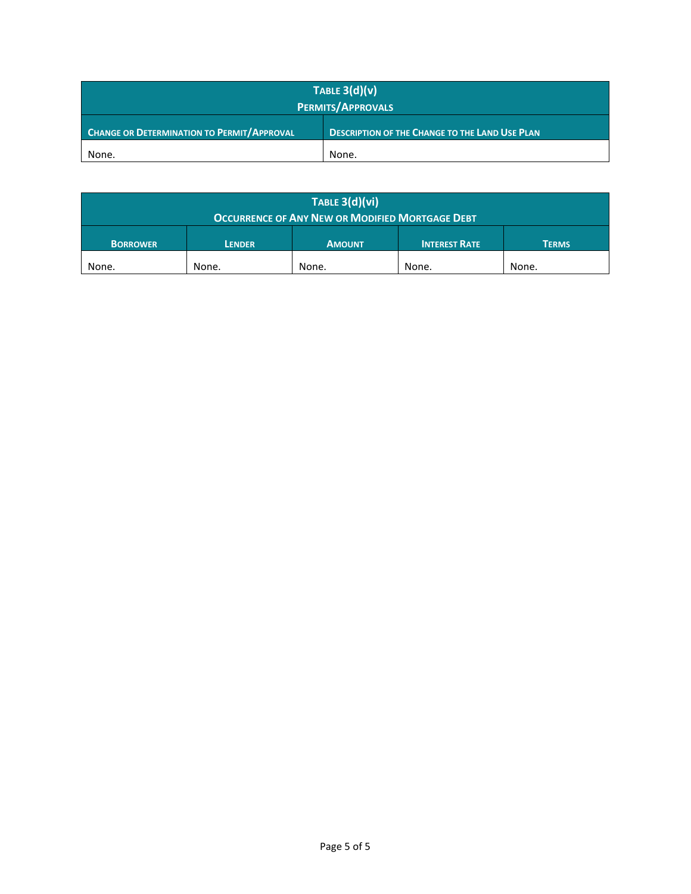| Table 3(d)(v) Permits/Approvals | |
|---|---|
| **Change or Determination to Permit/Approval** | **Description of the Change to the Land Use Plan** |
| None. | None. |

| Table 3(d)(vi) Occurrence of Any New or Modified Mortgage Debt | | | | |
|---|---|---|---|---|
| **Borrower** | **Lender** | **Amount** | **Interest Rate** | **Terms** |
| None. | None. | None. | None. | None. |